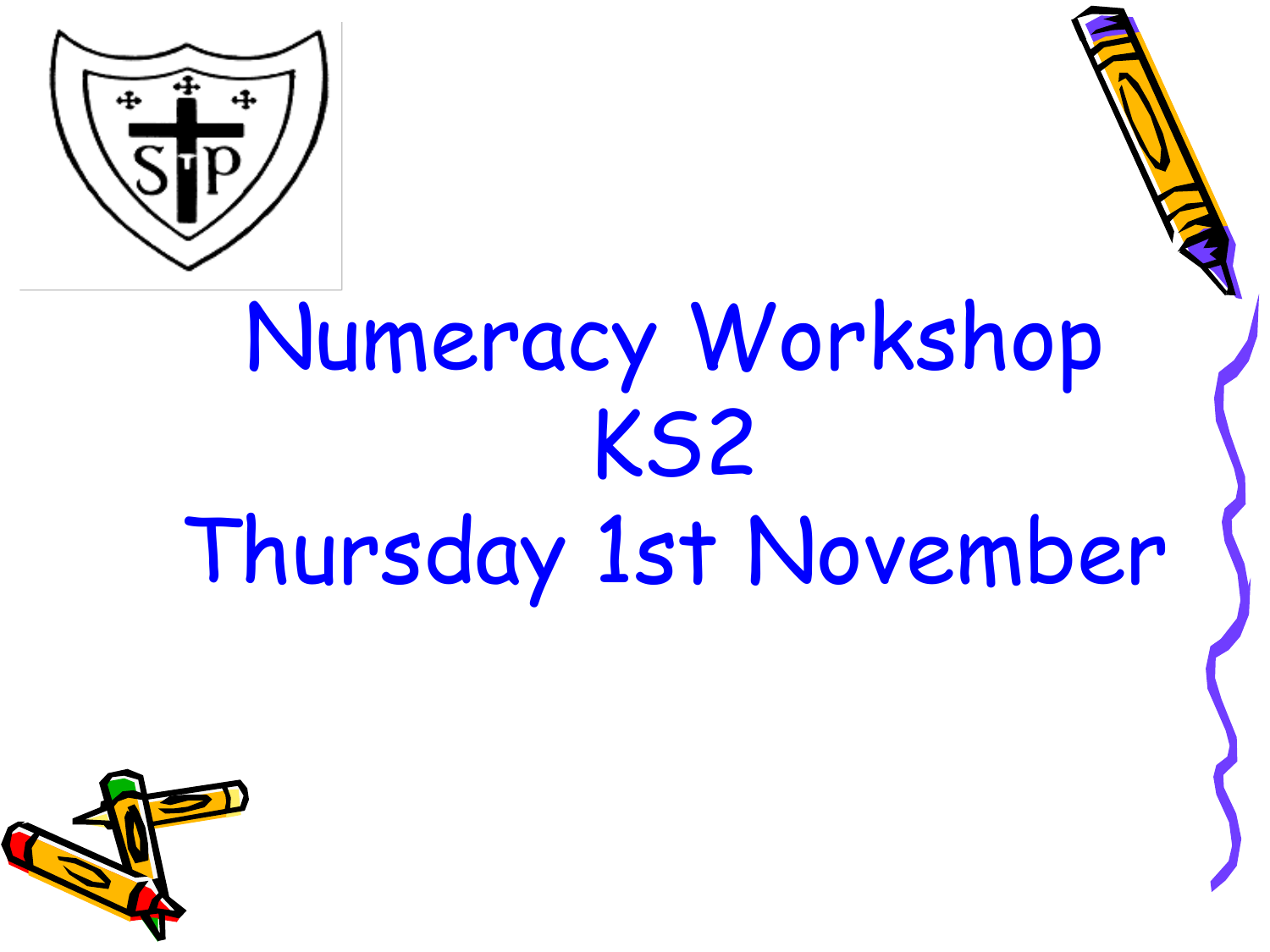# Numeracy Workshop KS2

## Thursday 1st November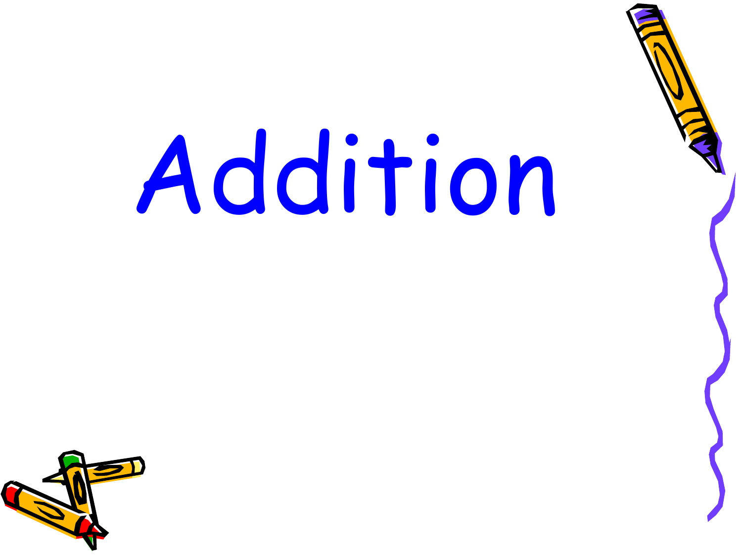# Addition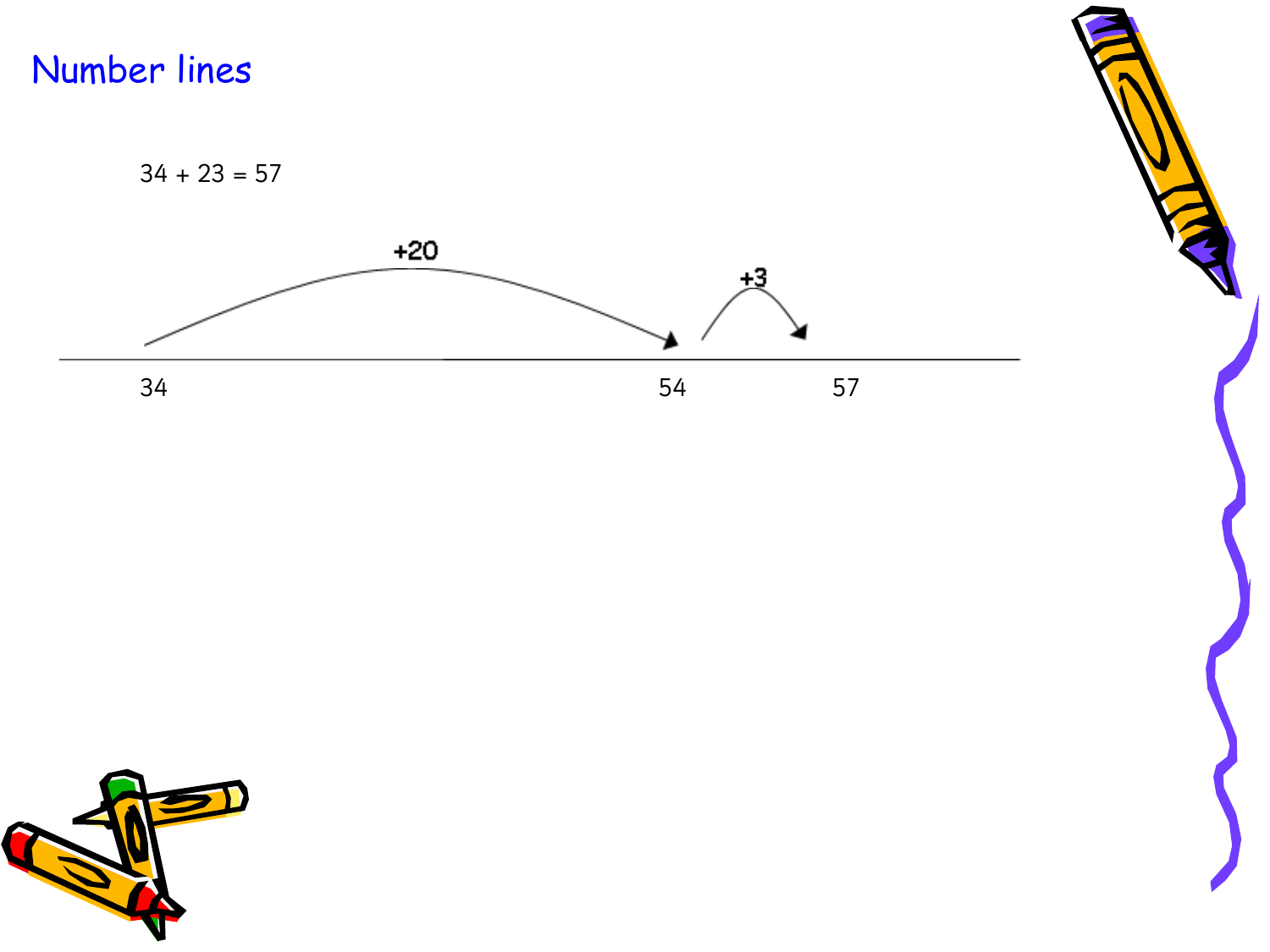# Number lines

34 + 23 = 57

+20

+3

34 54 57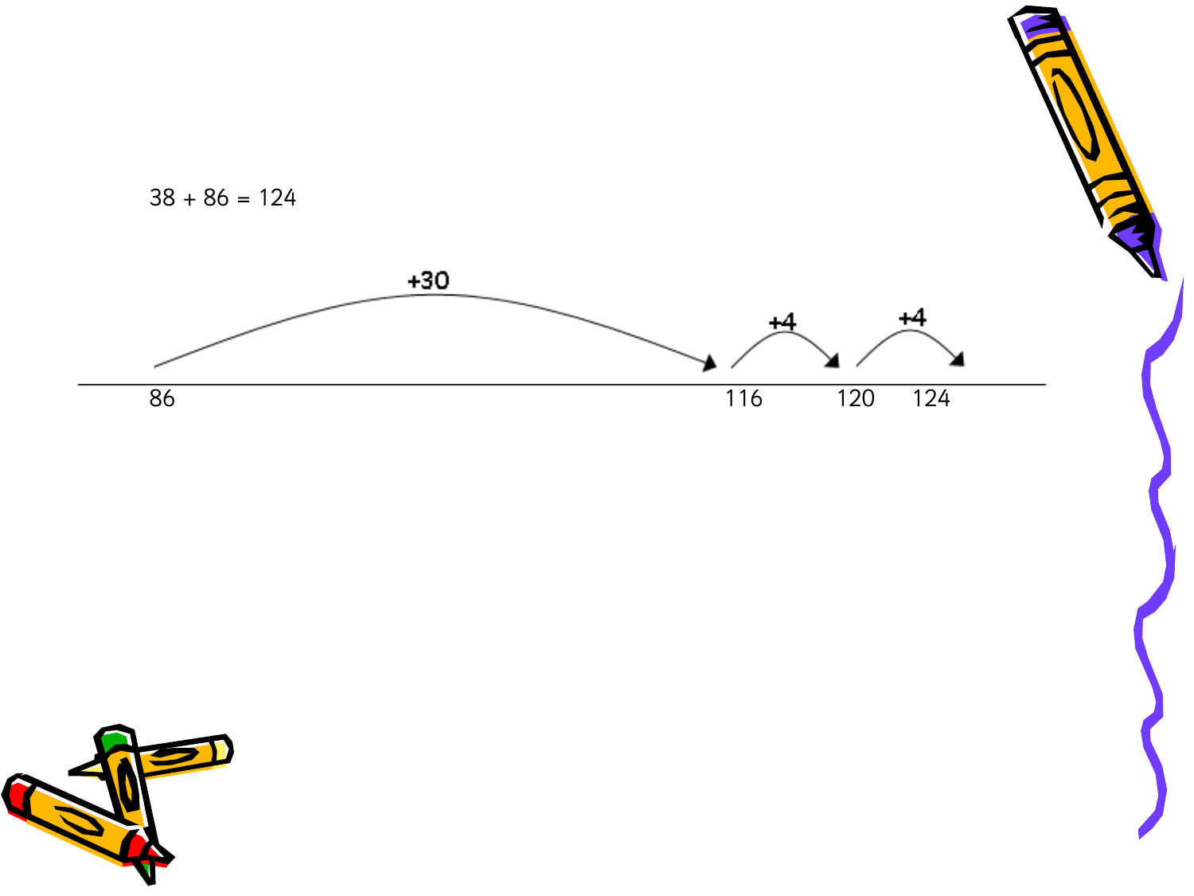38 + 86 = 124

+30 +4 +4

86 116 120 124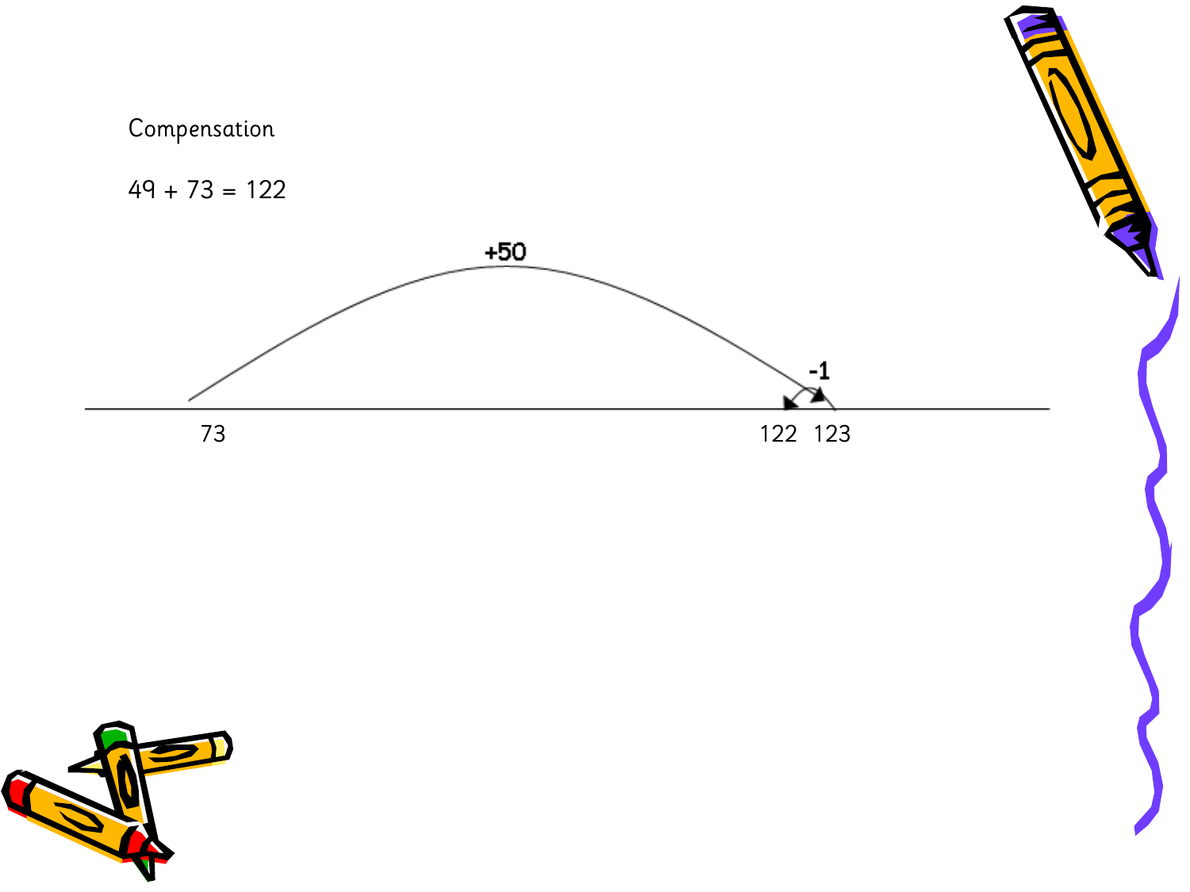Compensation

49 + 73 = 122

+50

-1

73 122 123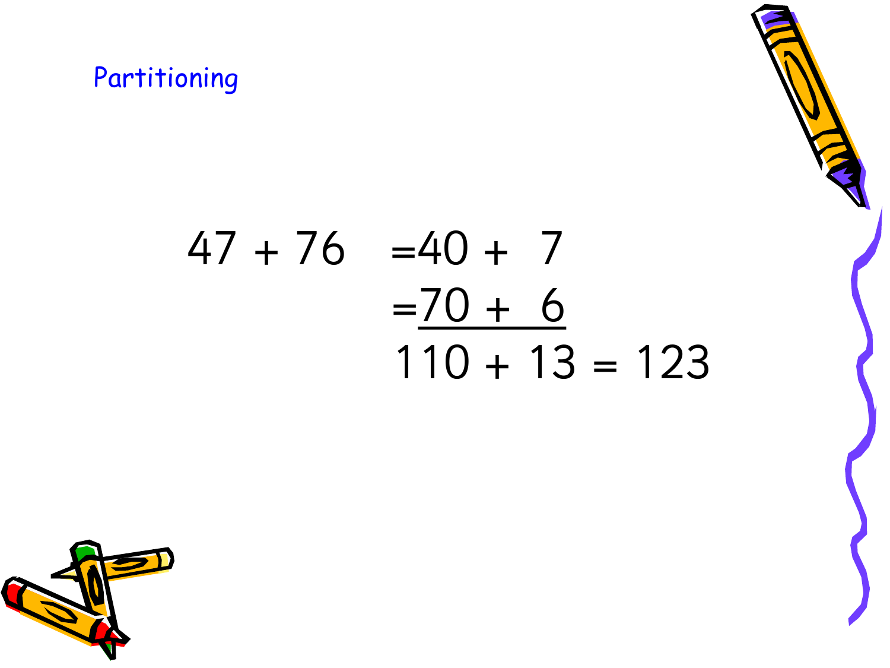## Partitioning

47 + 76 = 40 + 7

= 70 + 6

110 + 13 = 123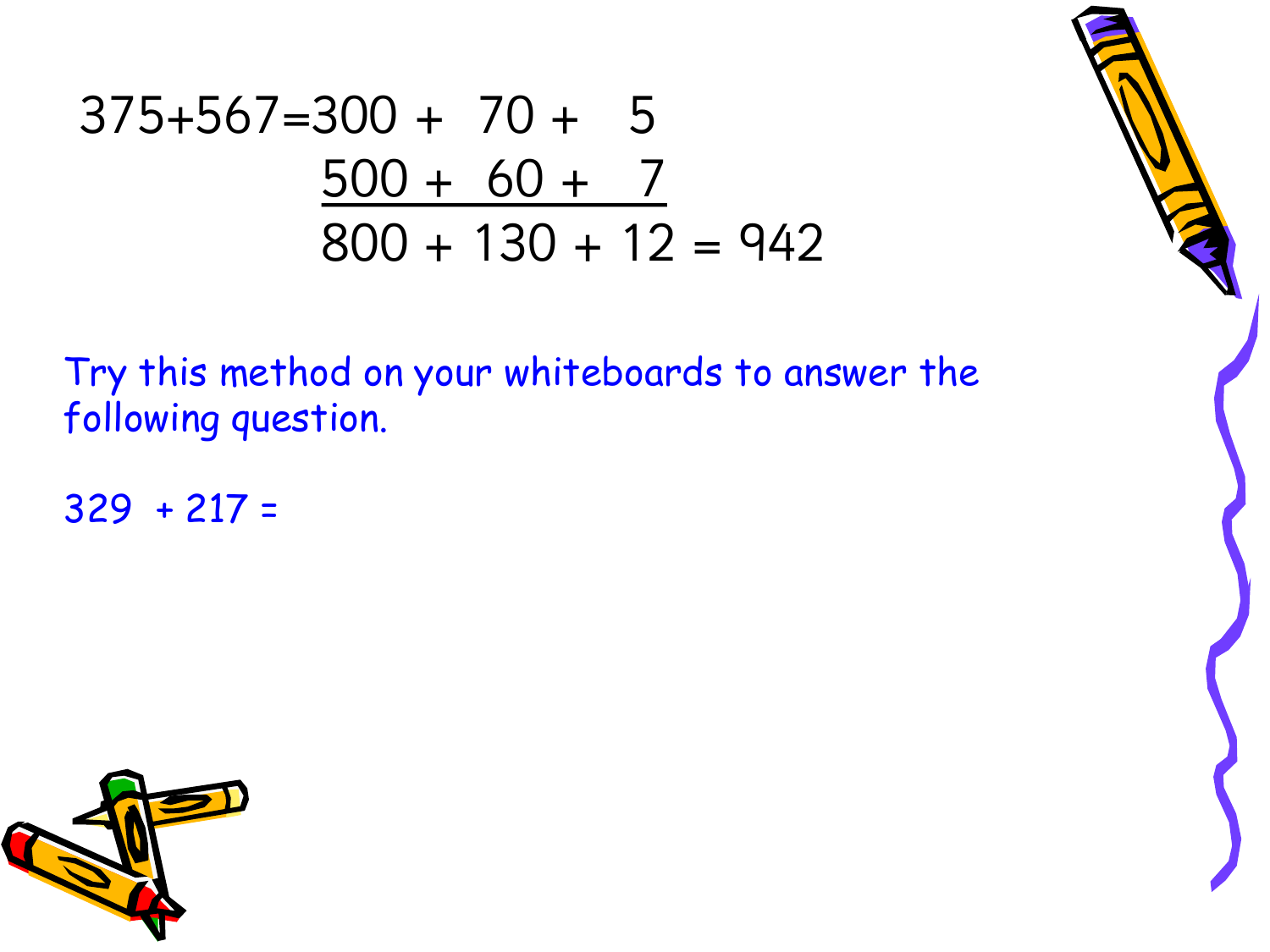$$
\begin{array}{rrrrrl}
375+567= & 300 & + & 70 & + & 5 \\
 & \underline{500} & \underline{+} & \underline{60} & \underline{+} & \underline{7} \\
 & 800 & + & 130 & + & 12 = 942
\end{array}
$$

Try this method on your whiteboards to answer the following question.

329 + 217 =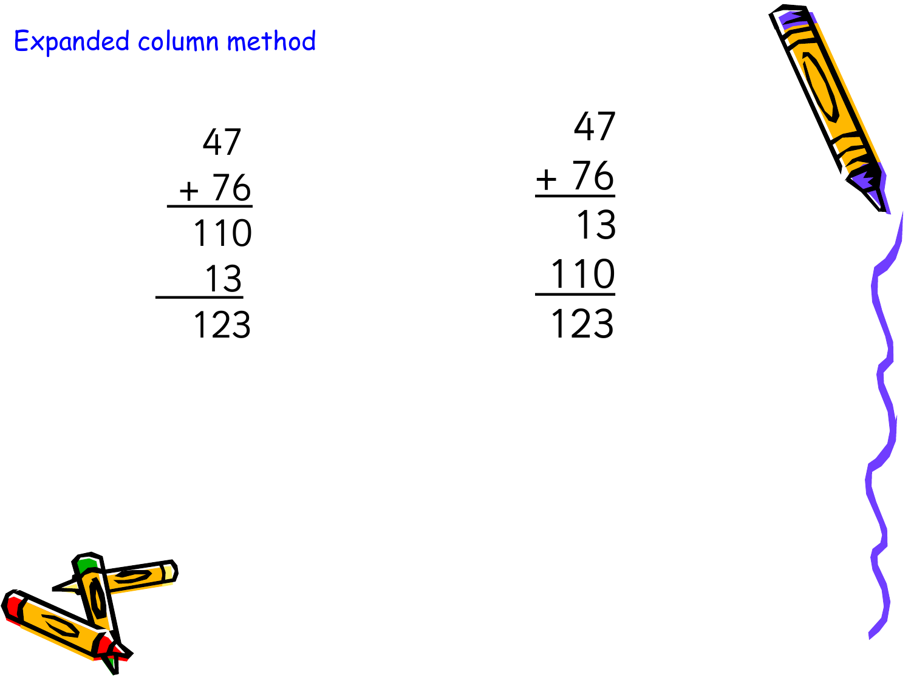# Expanded column method

```
   47
 + 76
 ----
  110
   13
 ----
  123
```

```
   47
 + 76
 ----
   13
  110
 ----
  123
```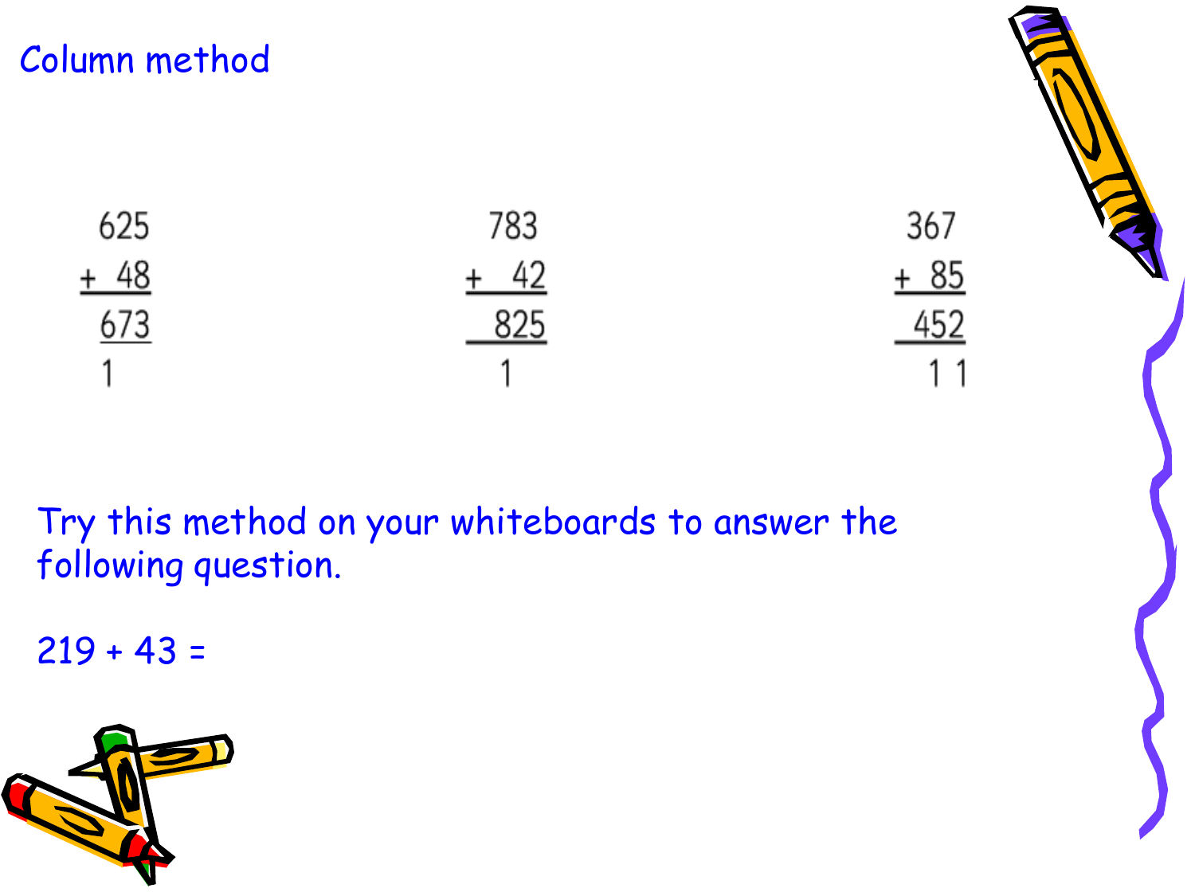# Column method

```
  625        783        367
+  48      +  42      +  85
  673        825        452
  1          1          1 1
```

Try this method on your whiteboards to answer the following question.

219 + 43 =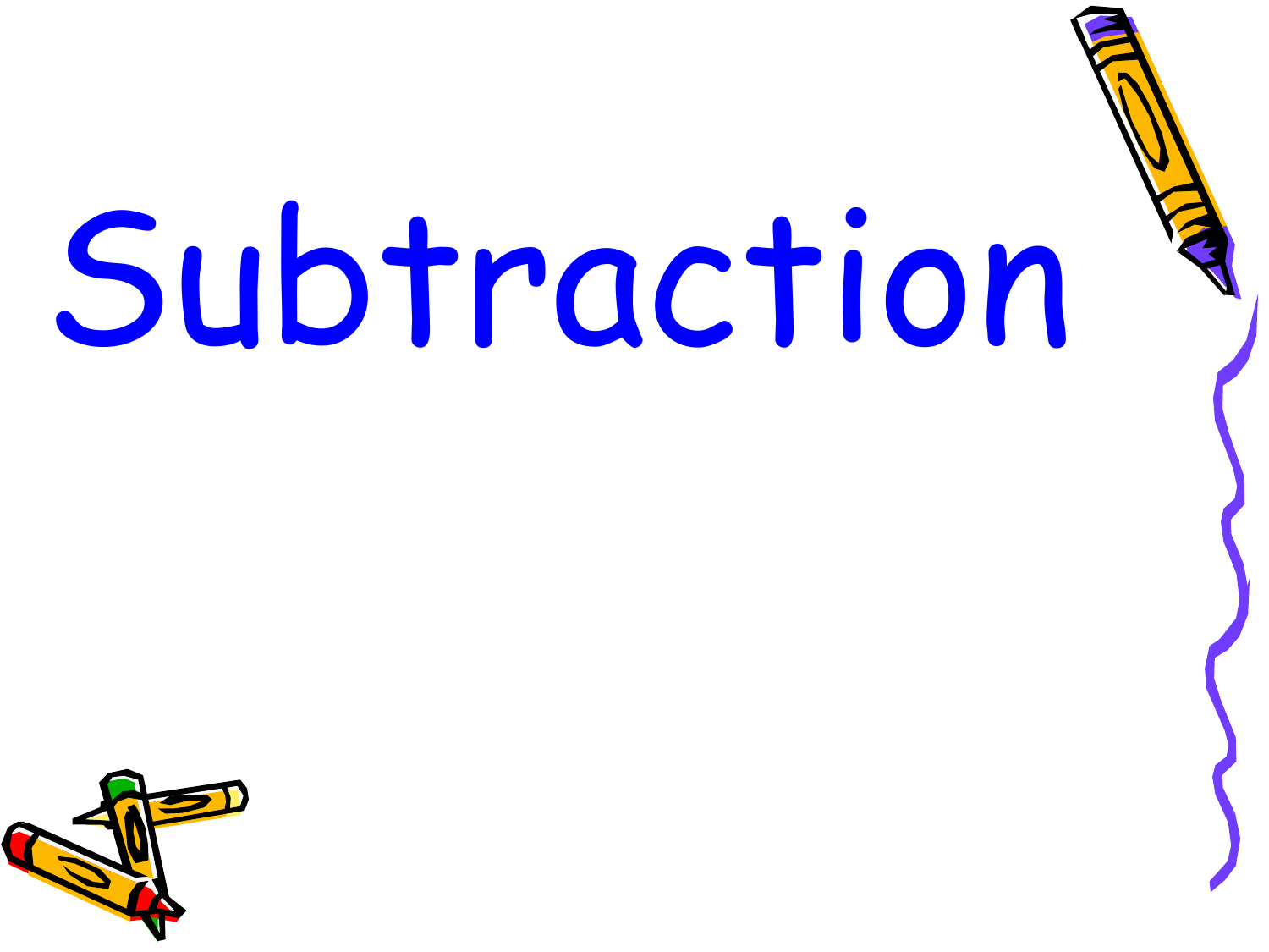# Subtraction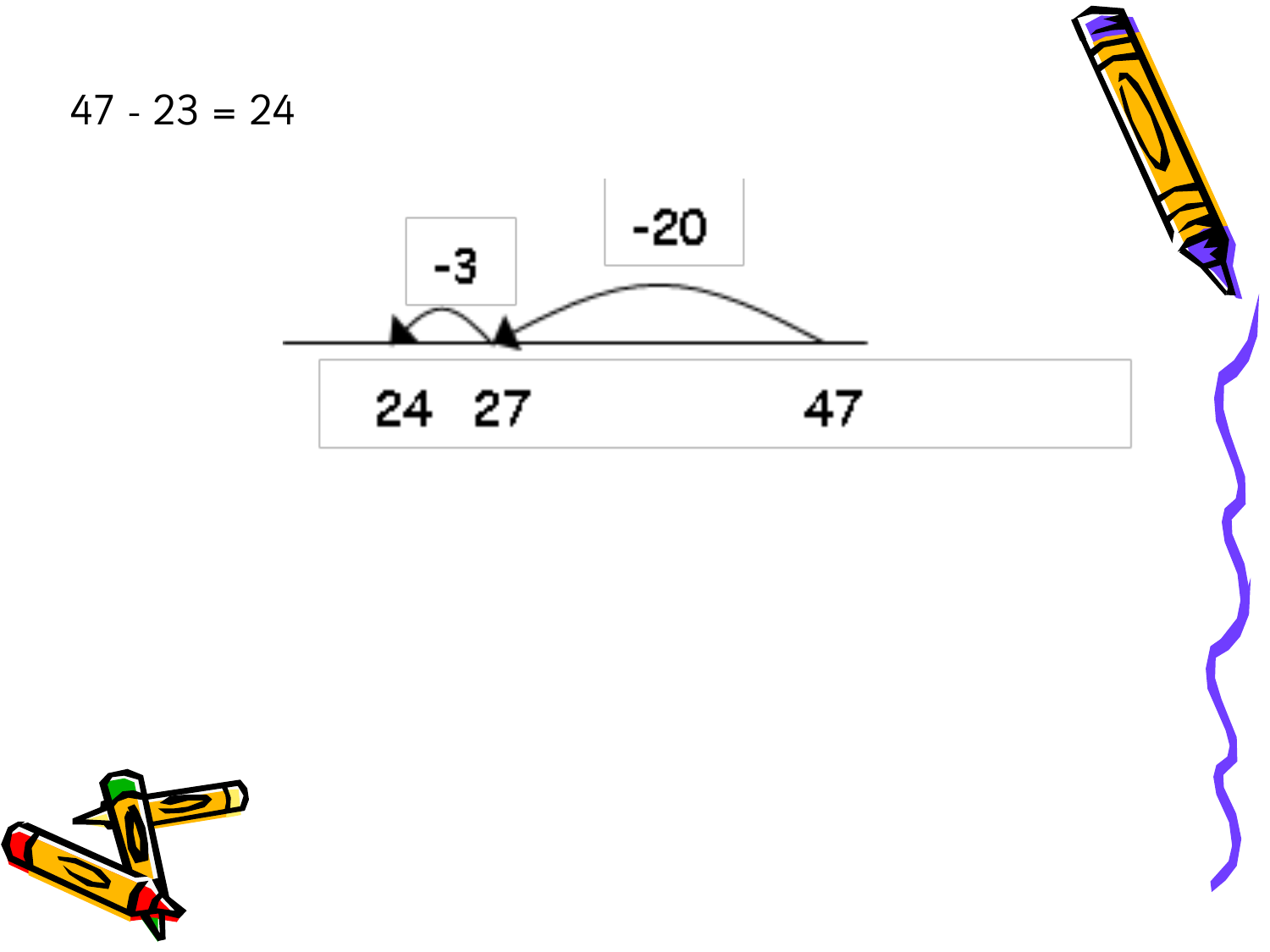47 - 23 = 24

-20

-3

24 27 47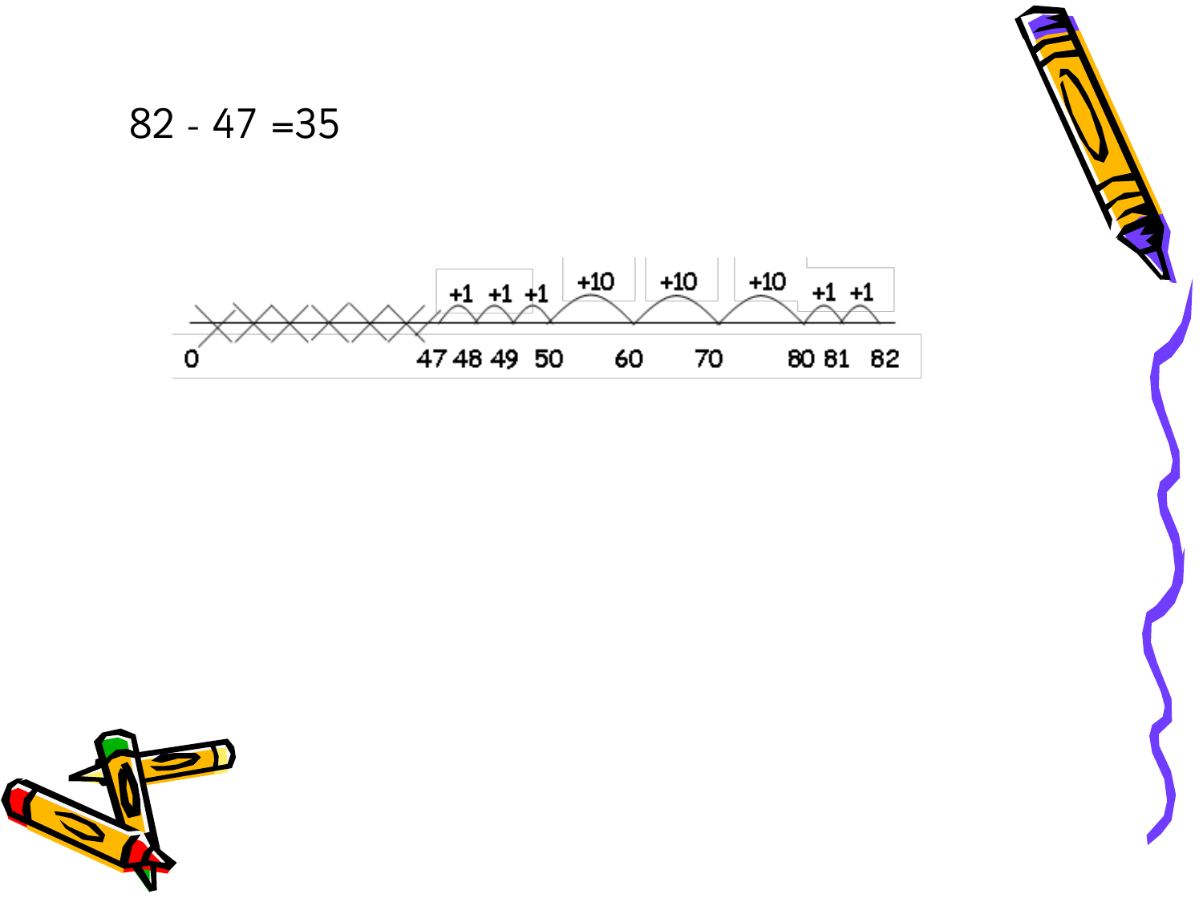82 - 47 =35

+1 +1 +1 +10 +10 +10 +1 +1

0 47 48 49 50 60 70 80 81 82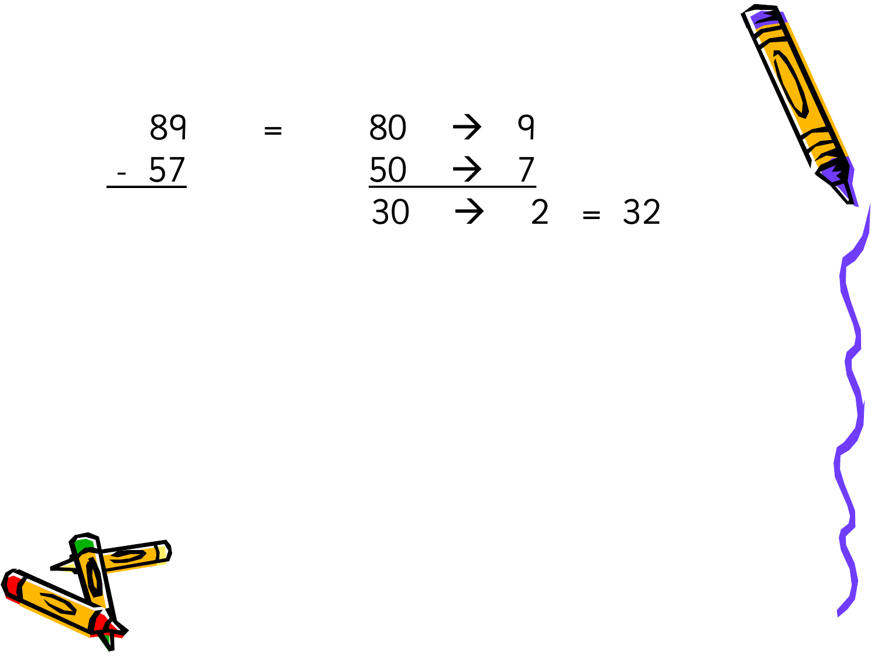$$
\begin{array}{r} 89 \\ -\ 57 \\ \hline \end{array}
\quad = \quad
\begin{array}{lcr} 80 & \rightarrow & 9 \\ 50 & \rightarrow & 7 \\ \hline 30 & \rightarrow & 2 \end{array}
\quad = \quad 32
$$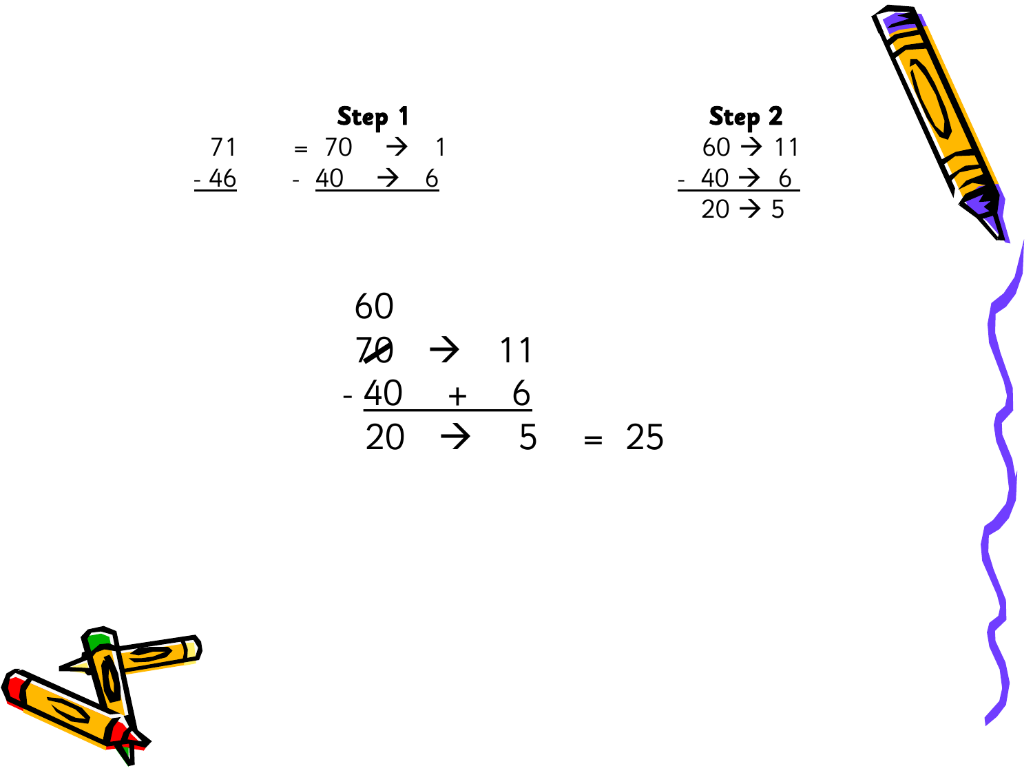**Step 1**

$$
\begin{array}{r}
71 \\
-\ \underline{46}
\end{array}
\quad = \quad
\begin{array}{r}
70 \rightarrow 1 \\
-\ \underline{40 \rightarrow 6}
\end{array}
$$

**Step 2**

$$
\begin{array}{r}
60 \rightarrow 11 \\
-\ \underline{40 \rightarrow 6} \\
20 \rightarrow 5
\end{array}
$$

$$
\begin{array}{r}
60 \qquad\qquad \\
\not{7}\not{0} \rightarrow 11 \\
-\ \underline{40 \quad + \quad 6} \\
20 \rightarrow 5
\end{array}
\quad = \quad 25
$$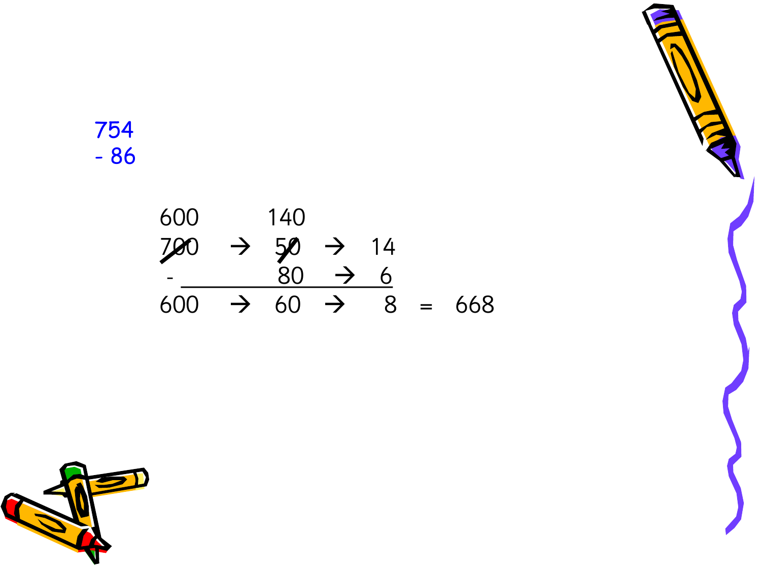754
- 86

```
600         140
7̶0̶0    →    5̶0    →   14
 -           80    →    6
____________________________
600     →    60    →    8    =   668
```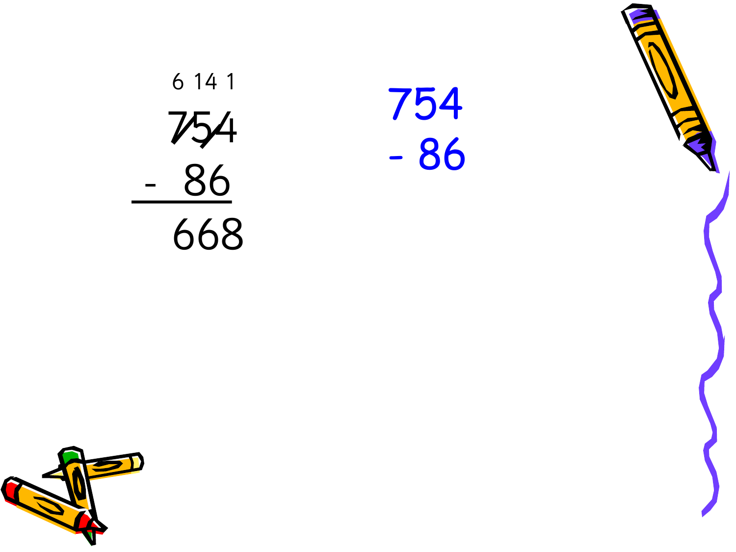```
 6 14 1
  7̸5̸4
-  86
------
  668
```

```
 754
- 86
```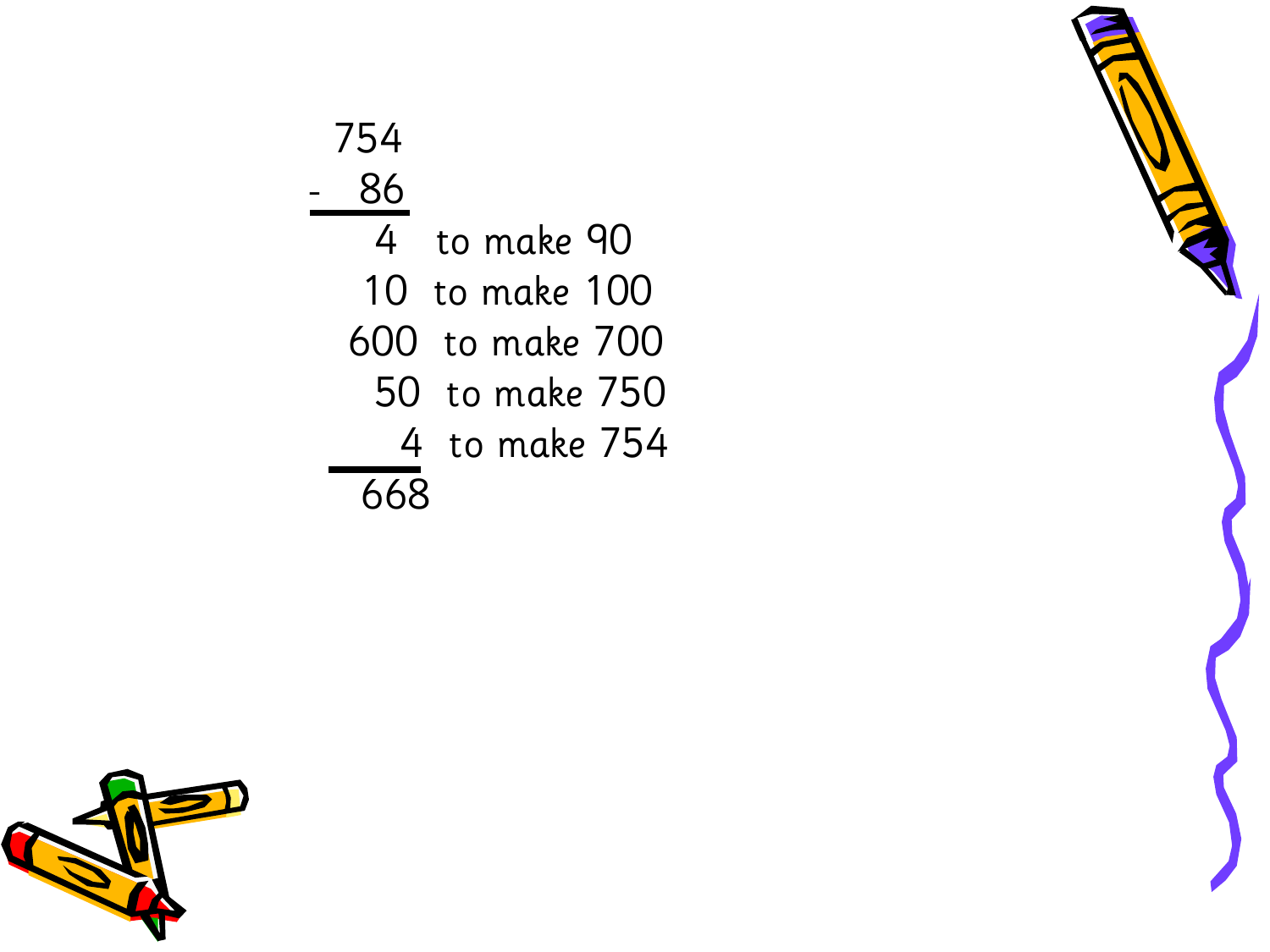```
  754
-  86
    4   to make 90
   10   to make 100
  600   to make 700
   50   to make 750
    4   to make 754
  668
```